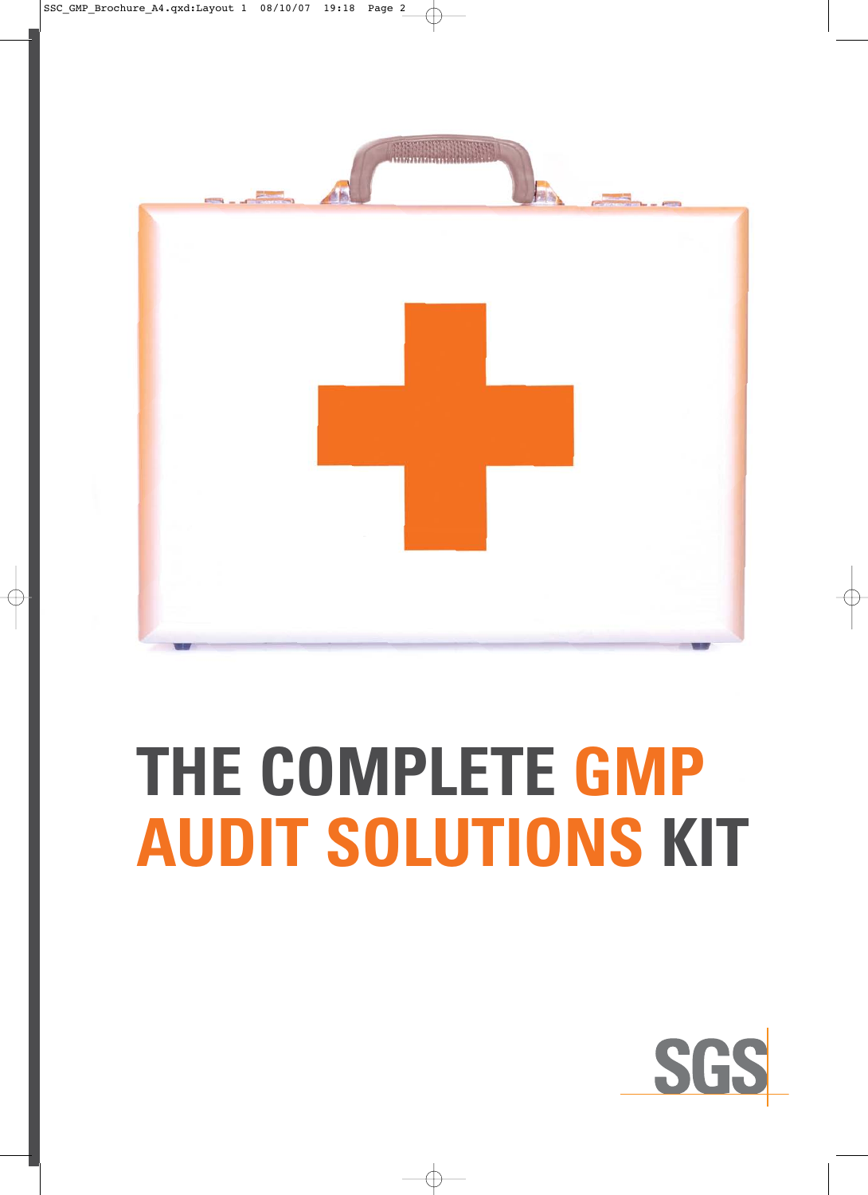# THE COMPLETE GMP AUDIT SOLUTIONS KIT

SGS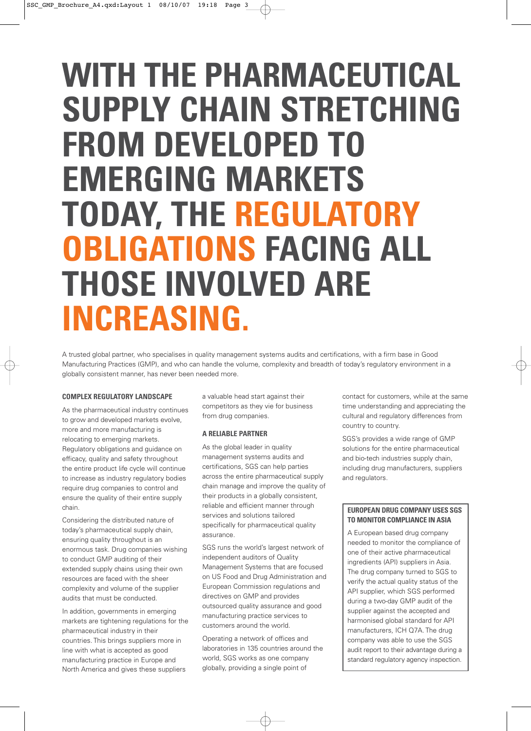# WITH THE PHARMACEUTICAL SUPPLY CHAIN STRETCHING FROM DEVELOPED TO EMERGING MARKETS TODAY, THE REGULATORY OBLIGATIONS FACING ALL THOSE INVOLVED ARE INCREASING.

A trusted global partner, who specialises in quality management systems audits and certifications, with a firm base in Good Manufacturing Practices (GMP), and who can handle the volume, complexity and breadth of today's regulatory environment in a globally consistent manner, has never been needed more.

### COMPLEX REGULATORY LANDSCAPE

As the pharmaceutical industry continues to grow and developed markets evolve, more and more manufacturing is relocating to emerging markets. Regulatory obligations and guidance on efficacy, quality and safety throughout the entire product life cycle will continue to increase as industry regulatory bodies require drug companies to control and ensure the quality of their entire supply chain.

Considering the distributed nature of today's pharmaceutical supply chain, ensuring quality throughout is an enormous task. Drug companies wishing to conduct GMP auditing of their extended supply chains using their own resources are faced with the sheer complexity and volume of the supplier audits that must be conducted.

In addition, governments in emerging markets are tightening regulations for the pharmaceutical industry in their countries. This brings suppliers more in line with what is accepted as good manufacturing practice in Europe and North America and gives these suppliers a valuable head start against their competitors as they vie for business from drug companies.

### A RELIABLE PARTNER

As the global leader in quality management systems audits and certifications, SGS can help parties across the entire pharmaceutical supply chain manage and improve the quality of their products in a globally consistent, reliable and efficient manner through services and solutions tailored specifically for pharmaceutical quality assurance.

SGS runs the world's largest network of independent auditors of Quality Management Systems that are focused on US Food and Drug Administration and European Commission regulations and directives on GMP and provides outsourced quality assurance and good manufacturing practice services to customers around the world.

Operating a network of offices and laboratories in 135 countries around the world, SGS works as one company globally, providing a single point of contact for customers, while at the same time understanding and appreciating the cultural and regulatory differences from country to country.

SGS's provides a wide range of GMP solutions for the entire pharmaceutical and bio-tech industries supply chain, including drug manufacturers, suppliers and regulators.

### EUROPEAN DRUG COMPANY USES SGS TO MONITOR COMPLIANCE IN ASIA

A European based drug company needed to monitor the compliance of one of their active pharmaceutical ingredients (API) suppliers in Asia. The drug company turned to SGS to verify the actual quality status of the API supplier, which SGS performed during a two-day GMP audit of the supplier against the accepted and harmonised global standard for API manufacturers, ICH Q7A. The drug company was able to use the SGS audit report to their advantage during a standard regulatory agency inspection.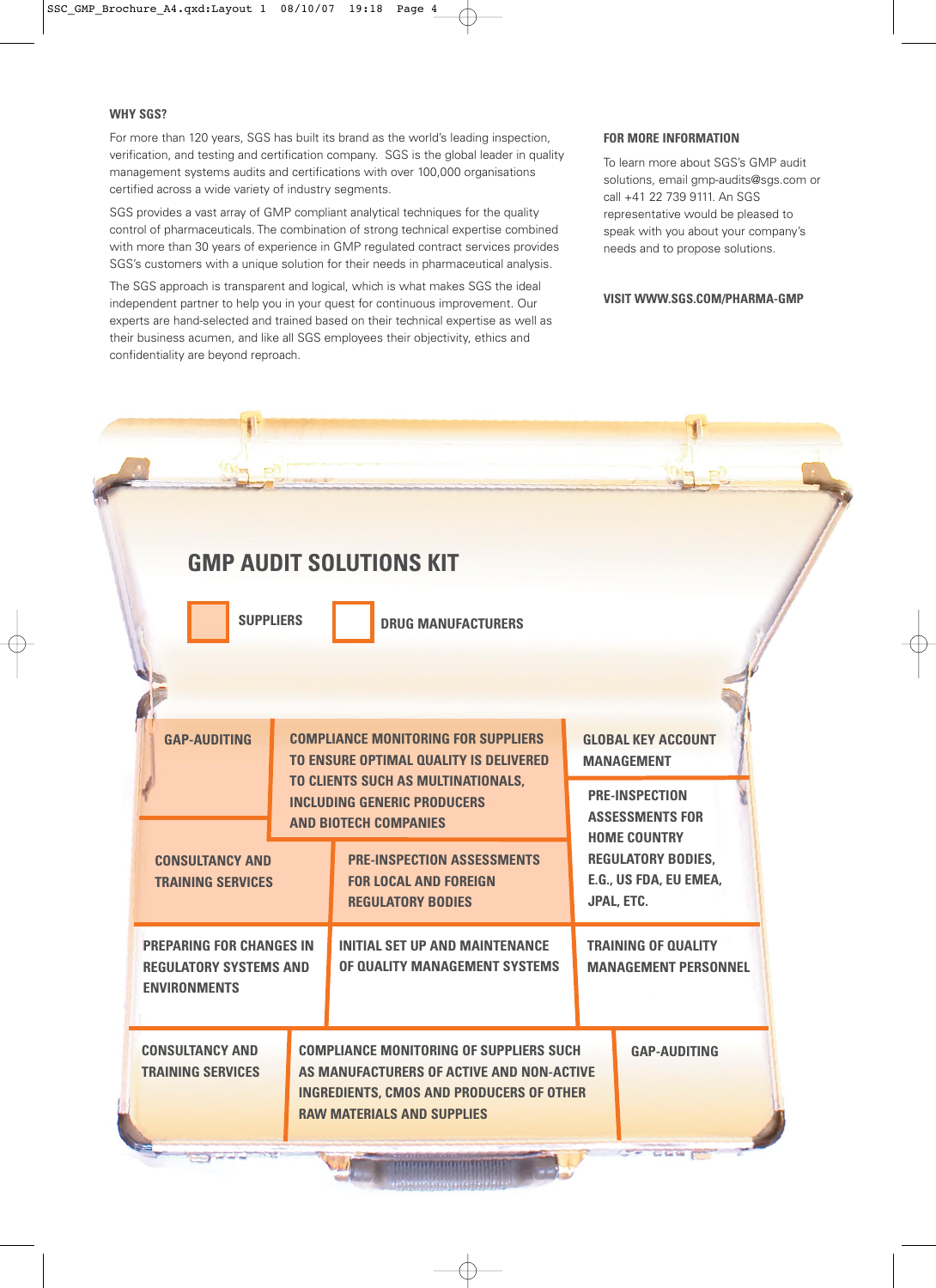#### WHY SGS?

For more than 120 years, SGS has built its brand as the world's leading inspection, verification, and testing and certification company. SGS is the global leader in quality management systems audits and certifications with over 100,000 organisations certified across a wide variety of industry segments.

SGS provides a vast array of GMP compliant analytical techniques for the quality control of pharmaceuticals. The combination of strong technical expertise combined with more than 30 years of experience in GMP regulated contract services provides SGS's customers with a unique solution for their needs in pharmaceutical analysis.

The SGS approach is transparent and logical, which is what makes SGS the ideal independent partner to help you in your quest for continuous improvement. Our experts are hand-selected and trained based on their technical expertise as well as their business acumen, and like all SGS employees their objectivity, ethics and confidentiality are beyond reproach.

#### FOR MORE INFORMATION

To learn more about SGS's GMP audit solutions, email gmp-audits@sgs.com or call +41 22 739 9111. An SGS representative would be pleased to speak with you about your company's needs and to propose solutions.

**VISIT WWW.SGS.COM/PHARMA-GMP**

## GMP AUDIT SOLUTIONS KIT

**SUPPLIERS** | **DRUG MANUFACTURERS**

**Suppliers:**

- GAP-AUDITING
- COMPLIANCE MONITORING FOR SUPPLIERS TO ENSURE OPTIMAL QUALITY IS DELIVERED TO CLIENTS SUCH AS MULTINATIONALS, INCLUDING GENERIC PRODUCERS AND BIOTECH COMPANIES
- CONSULTANCY AND TRAINING SERVICES
- PRE-INSPECTION ASSESSMENTS FOR LOCAL AND FOREIGN REGULATORY BODIES

**Drug manufacturers:**

- GLOBAL KEY ACCOUNT MANAGEMENT
- PRE-INSPECTION ASSESSMENTS FOR HOME COUNTRY REGULATORY BODIES, E.G., US FDA, EU EMEA, JPAL, ETC.
- PREPARING FOR CHANGES IN REGULATORY SYSTEMS AND ENVIRONMENTS
- INITIAL SET UP AND MAINTENANCE OF QUALITY MANAGEMENT SYSTEMS
- TRAINING OF QUALITY MANAGEMENT PERSONNEL
- CONSULTANCY AND TRAINING SERVICES
- COMPLIANCE MONITORING OF SUPPLIERS SUCH AS MANUFACTURERS OF ACTIVE AND NON-ACTIVE INGREDIENTS, CMOS AND PRODUCERS OF OTHER RAW MATERIALS AND SUPPLIES
- GAP-AUDITING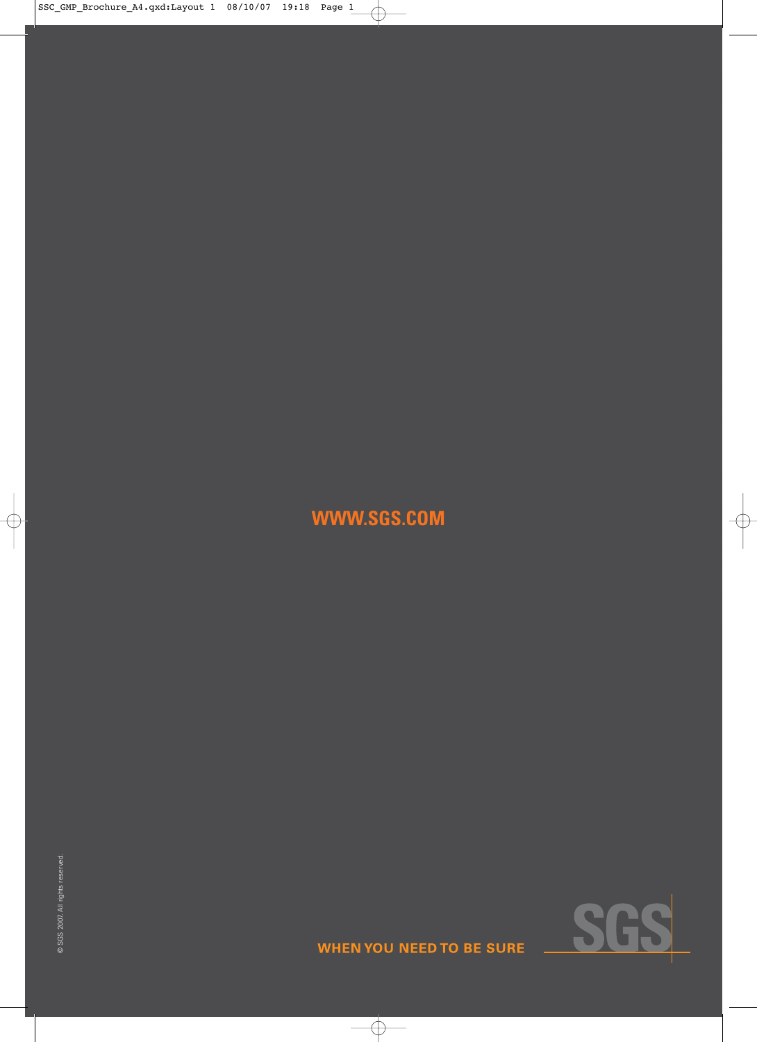WWW.SGS.COM

© SGS 2007 All rights reserved.

WHEN YOU NEED TO BE SURE

SGS